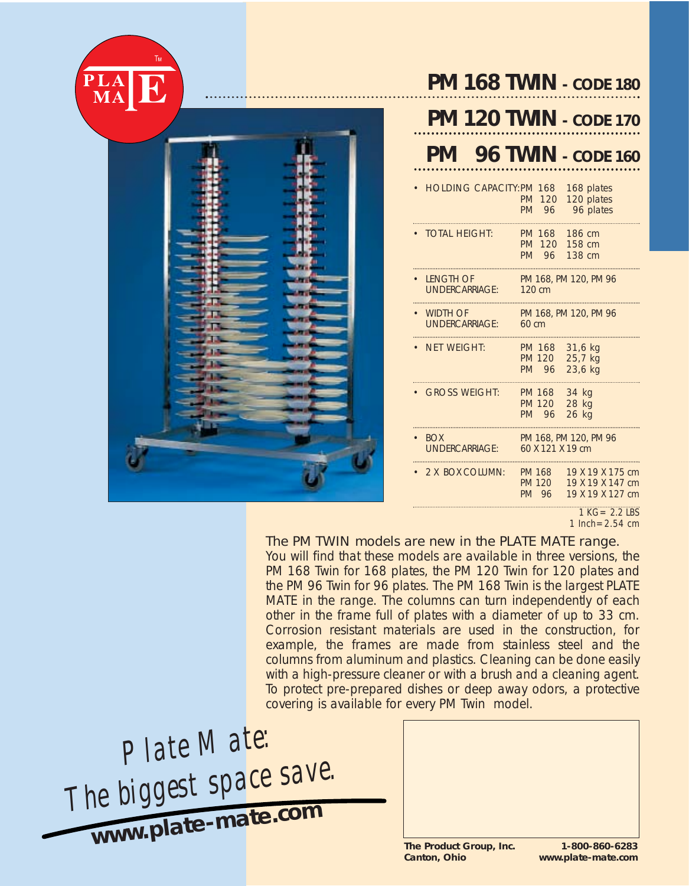# PM 168 TWIN - CODE 180

# PM 120 TWIN - CODE 170

# PM 96 TWIN - CODE 160

| Specification | Model | Value |
|---|---|---|
| HOLDING CAPACITY: | PM 168 | 168 plates |
| | PM 120 | 120 plates |
| | PM 96 | 96 plates |
| TOTAL HEIGHT: | PM 168 | 186 cm |
| | PM 120 | 158 cm |
| | PM 96 | 138 cm |
| LENGTH OF UNDERCARRIAGE: | PM 168, PM 120, PM 96 | 120 cm |
| WIDTH OF UNDERCARRIAGE: | PM 168, PM 120, PM 96 | 60 cm |
| NET WEIGHT: | PM 168 | 31,6 kg |
| | PM 120 | 25,7 kg |
| | PM 96 | 23,6 kg |
| GROSS WEIGHT: | PM 168 | 34 kg |
| | PM 120 | 28 kg |
| | PM 96 | 26 kg |
| BOX UNDERCARRIAGE: | PM 168, PM 120, PM 96 | 60 X 121 X 19 cm |
| 2 X BOX COLUMN: | PM 168 | 19 X 19 X 175 cm |
| | PM 120 | 19 X 19 X 147 cm |
| | PM 96 | 19 X 19 X 127 cm |

1 KG = 2.2 LBS
1 Inch = 2.54 cm

The PM TWIN models are new in the PLATE MATE range.
You will find that these models are available in three versions, the PM 168 Twin for 168 plates, the PM 120 Twin for 120 plates and the PM 96 Twin for 96 plates. The PM 168 Twin is the largest PLATE MATE in the range. The columns can turn independently of each other in the frame full of plates with a diameter of up to 33 cm. Corrosion resistant materials are used in the construction, for example, the frames are made from stainless steel and the columns from aluminum and plastics. Cleaning can be done easily with a high-pressure cleaner or with a brush and a cleaning agent. To protect pre-prepared dishes or deep away odors, a protective covering is available for every PM Twin model.

*Plate Mate:*
*The biggest space save.*

**www.plate-mate.com**

**The Product Group, Inc.**
**Canton, Ohio**

**1-800-860-6283**
**www.plate-mate.com**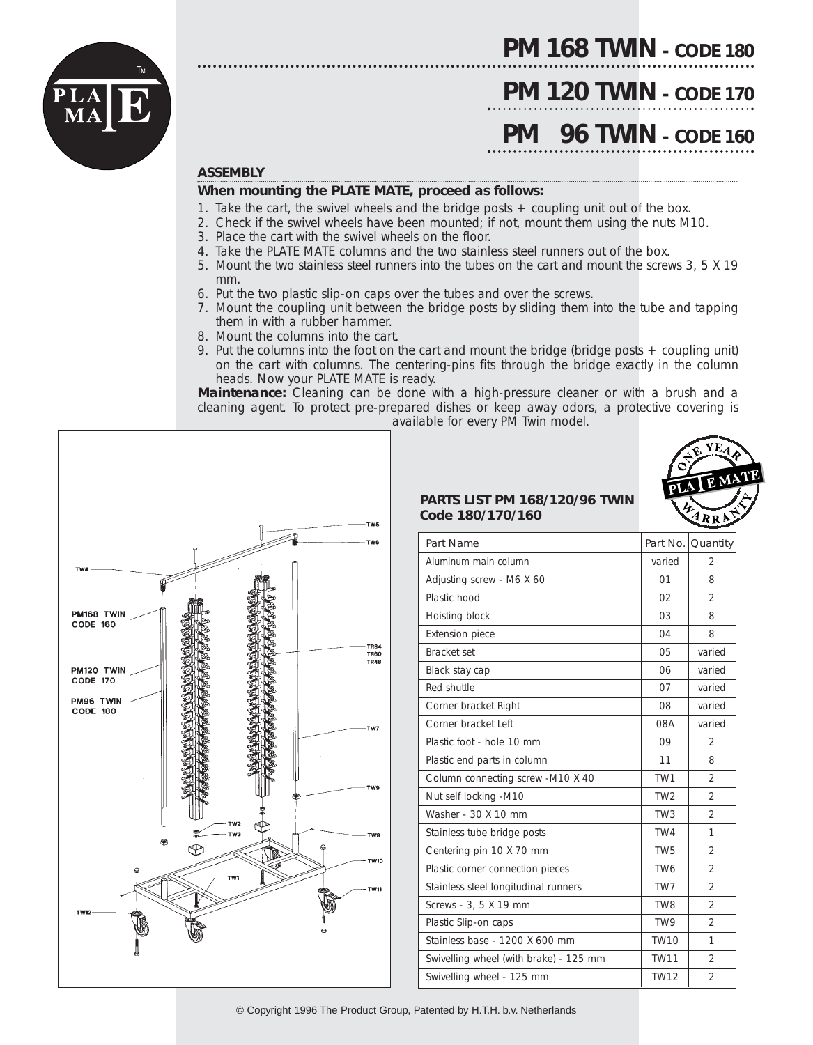# PM 168 TWIN - CODE 180

# PM 120 TWIN - CODE 170

# PM 96 TWIN - CODE 160

## ASSEMBLY

**When mounting the PLATE MATE, proceed as follows:**

1. Take the cart, the swivel wheels and the bridge posts + coupling unit out of the box.
2. Check if the swivel wheels have been mounted; if not, mount them using the nuts M10.
3. Place the cart with the swivel wheels on the floor.
4. Take the PLATE MATE columns and the two stainless steel runners out of the box.
5. Mount the two stainless steel runners into the tubes on the cart and mount the screws 3, 5 X 19 mm.
6. Put the two plastic slip-on caps over the tubes and over the screws.
7. Mount the coupling unit between the bridge posts by sliding them into the tube and tapping them in with a rubber hammer.
8. Mount the columns into the cart.
9. Put the columns into the foot on the cart and mount the bridge (bridge posts + coupling unit) on the cart with columns. The centering-pins fits through the bridge exactly in the column heads. Now your PLATE MATE is ready.

**Maintenance:** Cleaning can be done with a high-pressure cleaner or with a brush and a cleaning agent. To protect pre-prepared dishes or keep away odors, a protective covering is available for every PM Twin model.

TW5
TW6
TW4
PM168 TWIN
CODE 160
PM120 TWIN
CODE 170
PM96 TWIN
CODE 180
TR64
TR60
TR48
TW7
TW9
TW2
TW3
TW8
TW10
TW1
TW11
TW12

**PARTS LIST PM 168/120/96 TWIN**
**Code 180/170/160**

| Part Name | Part No. | Quantity |
|---|---|---|
| Aluminum main column | varied | 2 |
| Adjusting screw - M6 X 60 | 01 | 8 |
| Plastic hood | 02 | 2 |
| Hoisting block | 03 | 8 |
| Extension piece | 04 | 8 |
| Bracket set | 05 | varied |
| Black stay cap | 06 | varied |
| Red shuttle | 07 | varied |
| Corner bracket Right | 08 | varied |
| Corner bracket Left | 08A | varied |
| Plastic foot - hole 10 mm | 09 | 2 |
| Plastic end parts in column | 11 | 8 |
| Column connecting screw -M10 X 40 | TW1 | 2 |
| Nut self locking -M10 | TW2 | 2 |
| Washer - 30 X 10 mm | TW3 | 2 |
| Stainless tube bridge posts | TW4 | 1 |
| Centering pin 10 X 70 mm | TW5 | 2 |
| Plastic corner connection pieces | TW6 | 2 |
| Stainless steel longitudinal runners | TW7 | 2 |
| Screws - 3, 5 X 19 mm | TW8 | 2 |
| Plastic Slip-on caps | TW9 | 2 |
| Stainless base - 1200 X 600 mm | TW10 | 1 |
| Swivelling wheel (with brake) - 125 mm | TW11 | 2 |
| Swivelling wheel - 125 mm | TW12 | 2 |

ONE YEAR PLATE MATE WARRANTY

© Copyright 1996 The Product Group, Patented by H.T.H. b.v. Netherlands